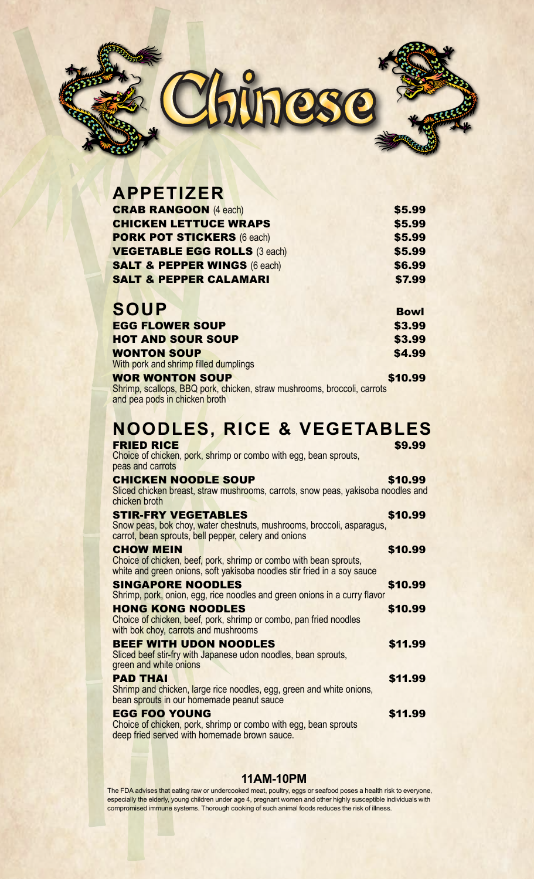# Chinese

## APPETIZER

| | |
|---|---|
| **CRAB RANGOON** (4 each) | $5.99 |
| **CHICKEN LETTUCE WRAPS** | $5.99 |
| **PORK POT STICKERS** (6 each) | $5.99 |
| **VEGETABLE EGG ROLLS** (3 each) | $5.99 |
| **SALT & PEPPER WINGS** (6 each) | $6.99 |
| **SALT & PEPPER CALAMARI** | $7.99 |

## SOUP

| | Bowl |
|---|---|
| **EGG FLOWER SOUP** | $3.99 |
| **HOT AND SOUR SOUP** | $3.99 |
| **WONTON SOUP**<br>With pork and shrimp filled dumplings | $4.99 |
| **WOR WONTON SOUP**<br>Shrimp, scallops, BBQ pork, chicken, straw mushrooms, broccoli, carrots and pea pods in chicken broth | $10.99 |

## NOODLES, RICE & VEGETABLES

**FRIED RICE** — $9.99
Choice of chicken, pork, shrimp or combo with egg, bean sprouts, peas and carrots

**CHICKEN NOODLE SOUP** — $10.99
Sliced chicken breast, straw mushrooms, carrots, snow peas, yakisoba noodles and chicken broth

**STIR-FRY VEGETABLES** — $10.99
Snow peas, bok choy, water chestnuts, mushrooms, broccoli, asparagus, carrot, bean sprouts, bell pepper, celery and onions

**CHOW MEIN** — $10.99
Choice of chicken, beef, pork, shrimp or combo with bean sprouts, white and green onions, soft yakisoba noodles stir fried in a soy sauce

**SINGAPORE NOODLES** — $10.99
Shrimp, pork, onion, egg, rice noodles and green onions in a curry flavor

**HONG KONG NOODLES** — $10.99
Choice of chicken, beef, pork, shrimp or combo, pan fried noodles with bok choy, carrots and mushrooms

**BEEF WITH UDON NOODLES** — $11.99
Sliced beef stir-fry with Japanese udon noodles, bean sprouts, green and white onions

**PAD THAI** — $11.99
Shrimp and chicken, large rice noodles, egg, green and white onions, bean sprouts in our homemade peanut sauce

**EGG FOO YOUNG** — $11.99
Choice of chicken, pork, shrimp or combo with egg, bean sprouts deep fried served with homemade brown sauce.

**11AM-10PM**

The FDA advises that eating raw or undercooked meat, poultry, eggs or seafood poses a health risk to everyone, especially the elderly, young children under age 4, pregnant women and other highly susceptible individuals with compromised immune systems. Thorough cooking of such animal foods reduces the risk of illness.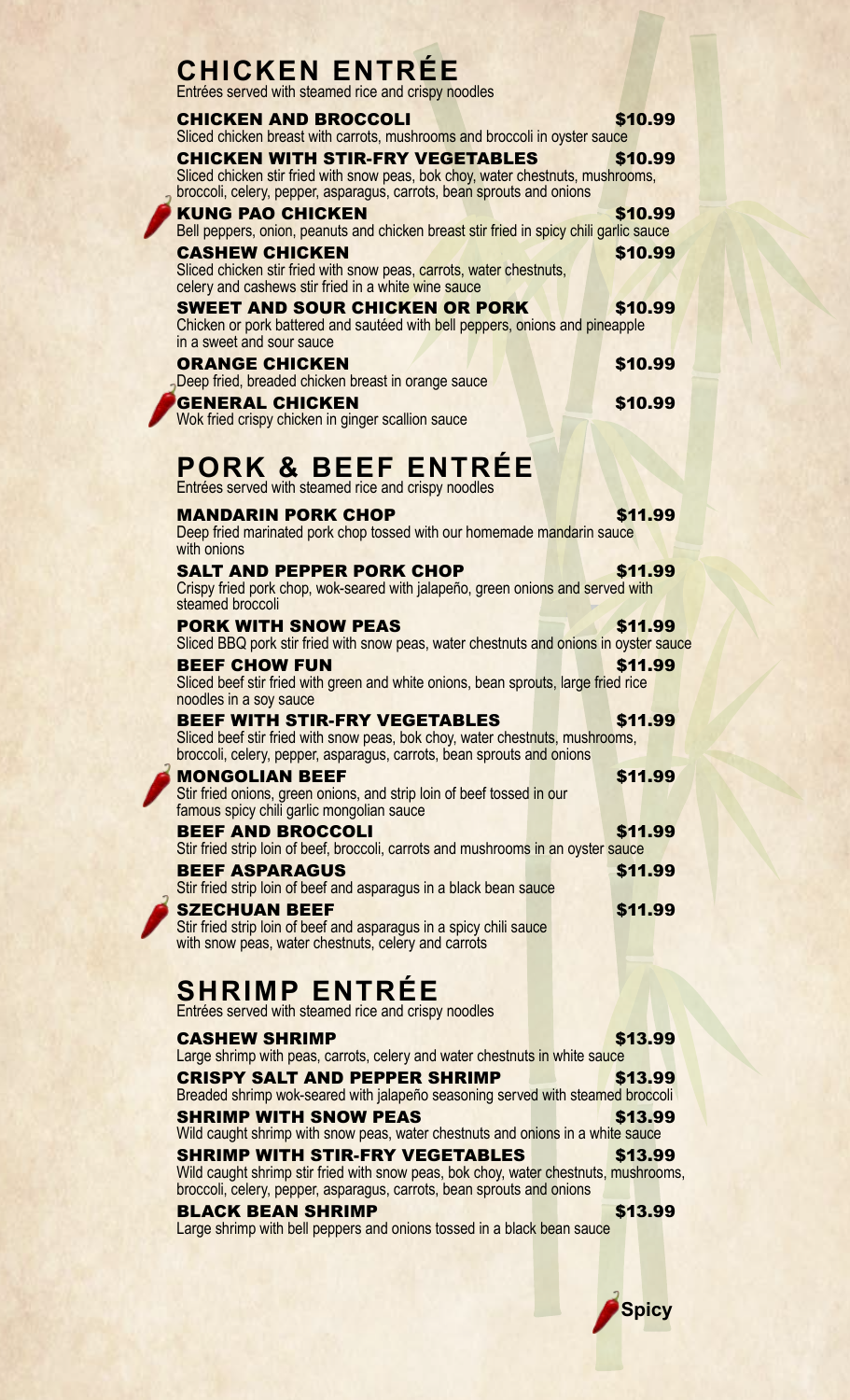# CHICKEN ENTRÉE

Entrées served with steamed rice and crispy noodles

**CHICKEN AND BROCCOLI** $10.99
Sliced chicken breast with carrots, mushrooms and broccoli in oyster sauce

**CHICKEN WITH STIR-FRY VEGETABLES** $10.99
Sliced chicken stir fried with snow peas, bok choy, water chestnuts, mushrooms, broccoli, celery, pepper, asparagus, carrots, bean sprouts and onions

**KUNG PAO CHICKEN** $10.99
Bell peppers, onion, peanuts and chicken breast stir fried in spicy chili garlic sauce

**CASHEW CHICKEN** $10.99
Sliced chicken stir fried with snow peas, carrots, water chestnuts, celery and cashews stir fried in a white wine sauce

**SWEET AND SOUR CHICKEN OR PORK** $10.99
Chicken or pork battered and sautéed with bell peppers, onions and pineapple in a sweet and sour sauce

**ORANGE CHICKEN** $10.99
Deep fried, breaded chicken breast in orange sauce

**GENERAL CHICKEN** $10.99
Wok fried crispy chicken in ginger scallion sauce

# PORK & BEEF ENTRÉE

Entrées served with steamed rice and crispy noodles

**MANDARIN PORK CHOP** $11.99
Deep fried marinated pork chop tossed with our homemade mandarin sauce with onions

**SALT AND PEPPER PORK CHOP** $11.99
Crispy fried pork chop, wok-seared with jalapeño, green onions and served with steamed broccoli

**PORK WITH SNOW PEAS** $11.99
Sliced BBQ pork stir fried with snow peas, water chestnuts and onions in oyster sauce

**BEEF CHOW FUN** $11.99
Sliced beef stir fried with green and white onions, bean sprouts, large fried rice noodles in a soy sauce

**BEEF WITH STIR-FRY VEGETABLES** $11.99
Sliced beef stir fried with snow peas, bok choy, water chestnuts, mushrooms, broccoli, celery, pepper, asparagus, carrots, bean sprouts and onions

**MONGOLIAN BEEF** $11.99
Stir fried onions, green onions, and strip loin of beef tossed in our famous spicy chili garlic mongolian sauce

**BEEF AND BROCCOLI** $11.99
Stir fried strip loin of beef, broccoli, carrots and mushrooms in an oyster sauce

**BEEF ASPARAGUS** $11.99
Stir fried strip loin of beef and asparagus in a black bean sauce

**SZECHUAN BEEF** $11.99
Stir fried strip loin of beef and asparagus in a spicy chili sauce with snow peas, water chestnuts, celery and carrots

# SHRIMP ENTRÉE

Entrées served with steamed rice and crispy noodles

**CASHEW SHRIMP** $13.99
Large shrimp with peas, carrots, celery and water chestnuts in white sauce

**CRISPY SALT AND PEPPER SHRIMP** $13.99
Breaded shrimp wok-seared with jalapeño seasoning served with steamed broccoli

**SHRIMP WITH SNOW PEAS** $13.99
Wild caught shrimp with snow peas, water chestnuts and onions in a white sauce

**SHRIMP WITH STIR-FRY VEGETABLES** $13.99
Wild caught shrimp stir fried with snow peas, bok choy, water chestnuts, mushrooms, broccoli, celery, pepper, asparagus, carrots, bean sprouts and onions

**BLACK BEAN SHRIMP** $13.99
Large shrimp with bell peppers and onions tossed in a black bean sauce

Spicy